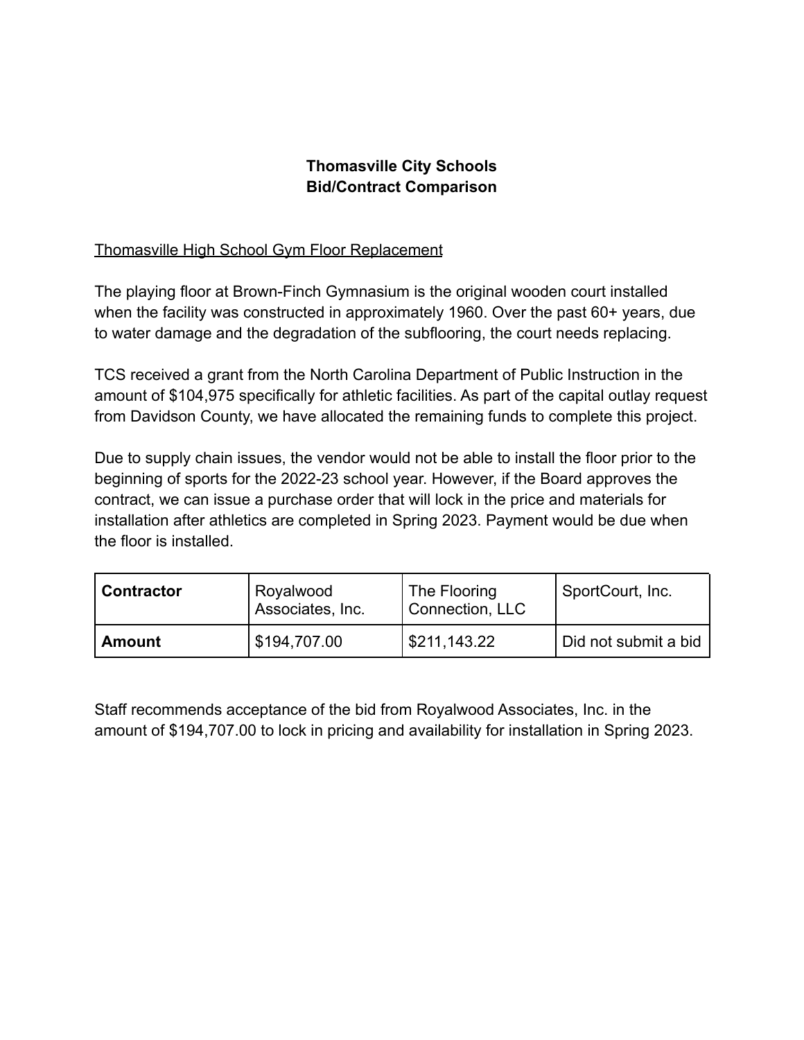# Thomasville City Schools
# Bid/Contract Comparison

Thomasville High School Gym Floor Replacement

The playing floor at Brown-Finch Gymnasium is the original wooden court installed when the facility was constructed in approximately 1960. Over the past 60+ years, due to water damage and the degradation of the subflooring, the court needs replacing.

TCS received a grant from the North Carolina Department of Public Instruction in the amount of $104,975 specifically for athletic facilities. As part of the capital outlay request from Davidson County, we have allocated the remaining funds to complete this project.

Due to supply chain issues, the vendor would not be able to install the floor prior to the beginning of sports for the 2022-23 school year. However, if the Board approves the contract, we can issue a purchase order that will lock in the price and materials for installation after athletics are completed in Spring 2023. Payment would be due when the floor is installed.

| **Contractor** | Royalwood Associates, Inc. | The Flooring Connection, LLC | SportCourt, Inc. |
| --- | --- | --- | --- |
| **Amount** | $194,707.00 | $211,143.22 | Did not submit a bid |

Staff recommends acceptance of the bid from Royalwood Associates, Inc. in the amount of $194,707.00 to lock in pricing and availability for installation in Spring 2023.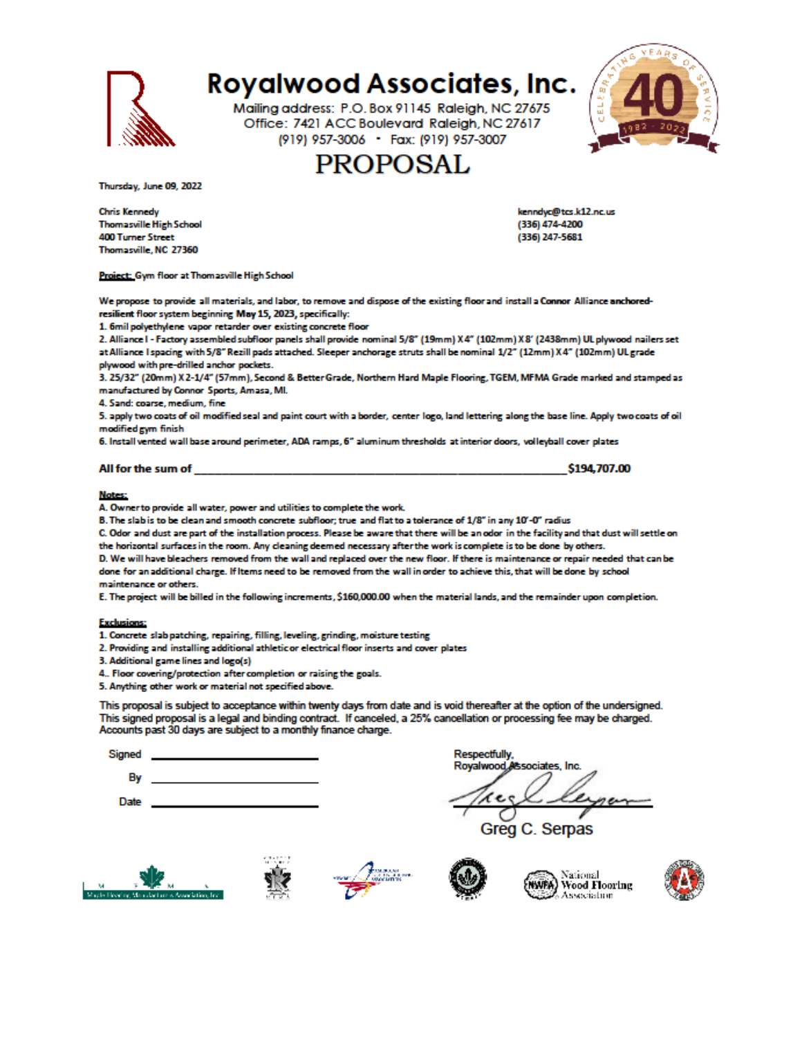# Royalwood Associates, Inc.

Mailing address: P.O. Box 91145 Raleigh, NC 27675
Office: 7421 ACC Boulevard Raleigh, NC 27617
(919) 957-3006 • Fax: (919) 957-3007

CELEBRATING 40 YEARS OF SERVICE 1982 - 2022

# PROPOSAL

Thursday, June 09, 2022

Chris Kennedy
Thomasville High School
400 Turner Street
Thomasville, NC 27360

kenndyc@tcs.k12.nc.us
(336) 474-4200
(336) 247-5681

**Project:** Gym floor at Thomasville High School

We propose to provide all materials, and labor, to remove and dispose of the existing floor and install a **Connor** Alliance **anchored-resilient** floor system beginning **May 15, 2023**, specifically:

1. 6mil polyethylene vapor retarder over existing concrete floor
2. Alliance I - Factory assembled subfloor panels shall provide nominal 5/8" (19mm) X 4" (102mm) X 8' (2438mm) UL plywood nailers set at Alliance I spacing with 5/8" Rezill pads attached. Sleeper anchorage struts shall be nominal 1/2" (12mm) X 4" (102mm) UL grade plywood with pre-drilled anchor pockets.
3. 25/32" (20mm) X 2-1/4" (57mm), Second & Better Grade, Northern Hard Maple Flooring, TGEM, MFMA Grade marked and stamped as manufactured by Connor Sports, Amasa, MI.
4. Sand: coarse, medium, fine
5. apply two coats of oil modified seal and paint court with a border, center logo, land lettering along the base line. Apply two coats of oil modified gym finish
6. Install vented wall base around perimeter, ADA ramps, 6" aluminum thresholds at interior doors, volleyball cover plates

**All for the sum of ______________________________ $194,707.00**

**Notes:**

A. Owner to provide all water, power and utilities to complete the work.
B. The slab is to be clean and smooth concrete subfloor; true and flat to a tolerance of 1/8" in any 10'-0" radius
C. Odor and dust are part of the installation process. Please be aware that there will be an odor in the facility and that dust will settle on the horizontal surfaces in the room. Any cleaning deemed necessary after the work is complete is to be done by others.
D. We will have bleachers removed from the wall and replaced over the new floor. If there is maintenance or repair needed that can be done for an additional charge. If Items need to be removed from the wall in order to achieve this, that will be done by school maintenance or others.
E. The project will be billed in the following increments, $160,000.00 when the material lands, and the remainder upon completion.

**Exclusions:**

1. Concrete slab patching, repairing, filling, leveling, grinding, moisture testing
2. Providing and installing additional athletic or electrical floor inserts and cover plates
3. Additional game lines and logo(s)
4. Floor covering/protection after completion or raising the goals.
5. Anything other work or material not specified above.

This proposal is subject to acceptance within twenty days from date and is void thereafter at the option of the undersigned. This signed proposal is a legal and binding contract. If canceled, a 25% cancellation or processing fee may be charged. Accounts past 30 days are subject to a monthly finance charge.

Signed ______________________

By ______________________

Date ______________________

Respectfully,
Royalwood Associates, Inc.

Greg C. Serpas

National Wood Flooring Association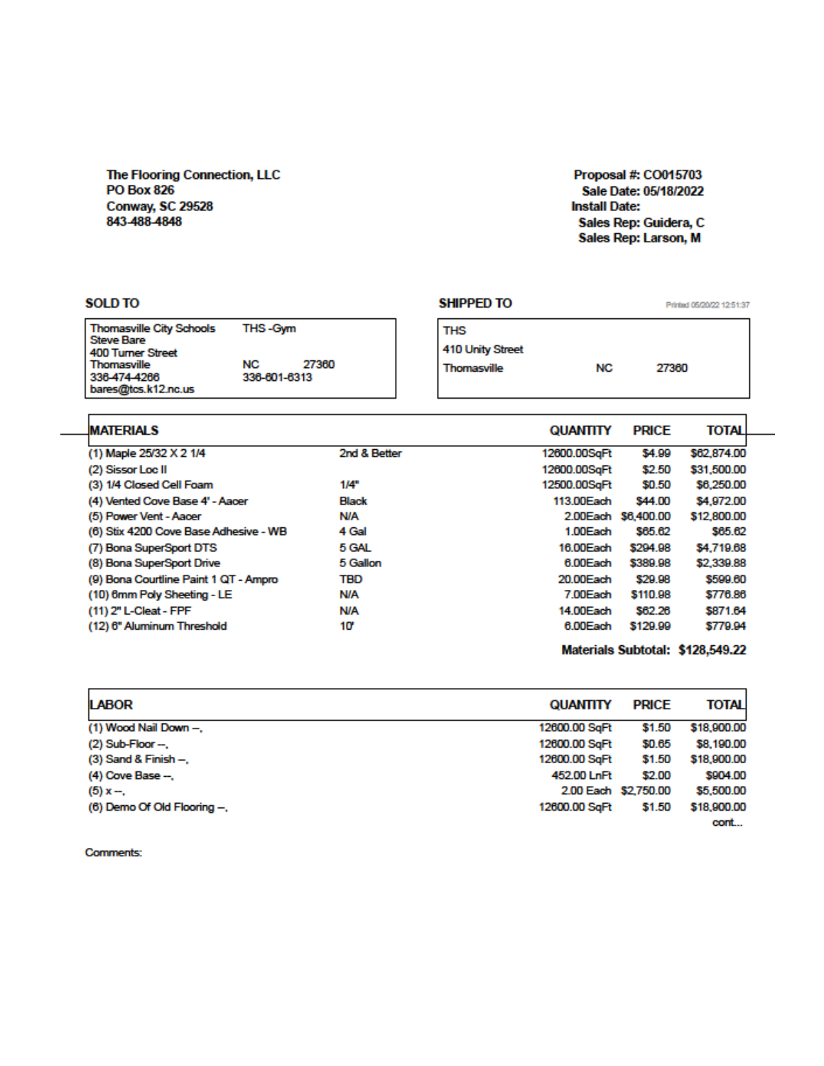**The Flooring Connection, LLC**
**PO Box 826**
**Conway, SC 29528**
**843-488-4848**

**Proposal #: CO015703**
**Sale Date: 05/18/2022**
**Install Date:**
**Sales Rep: Guidera, C**
**Sales Rep: Larson, M**

**SOLD TO**

Thomasville City Schools THS -Gym
Steve Bare
400 Turner Street
Thomasville NC 27360
336-474-4266 336-601-6313
bares@tcs.k12.nc.us

**SHIPPED TO**

Printed 05/20/22 12:51:37

THS
410 Unity Street
Thomasville NC 27360

| MATERIALS | | QUANTITY | PRICE | TOTAL |
|---|---|---|---|---|
| (1) Maple 25/32 X 2 1/4 | 2nd & Better | 12600.00SqFt | $4.99 | $62,874.00 |
| (2) Sissor Loc II | | 12600.00SqFt | $2.50 | $31,500.00 |
| (3) 1/4 Closed Cell Foam | 1/4" | 12500.00SqFt | $0.50 | $6,250.00 |
| (4) Vented Cove Base 4' - Aacer | Black | 113.00Each | $44.00 | $4,972.00 |
| (5) Power Vent - Aacer | N/A | 2.00Each | $6,400.00 | $12,800.00 |
| (6) Stix 4200 Cove Base Adhesive - WB | 4 Gal | 1.00Each | $65.62 | $65.62 |
| (7) Bona SuperSport DTS | 5 GAL | 16.00Each | $294.98 | $4,719.68 |
| (8) Bona SuperSport Drive | 5 Gallon | 6.00Each | $389.98 | $2,339.88 |
| (9) Bona Courtline Paint 1 QT - Ampro | TBD | 20.00Each | $29.98 | $599.60 |
| (10) 6mm Poly Sheeting - LE | N/A | 7.00Each | $110.98 | $776.86 |
| (11) 2" L-Cleat - FPF | N/A | 14.00Each | $62.26 | $871.64 |
| (12) 6" Aluminum Threshold | 10' | 6.00Each | $129.99 | $779.94 |

**Materials Subtotal: $128,549.22**

| LABOR | QUANTITY | PRICE | TOTAL |
|---|---|---|---|
| (1) Wood Nail Down --, | 12600.00 SqFt | $1.50 | $18,900.00 |
| (2) Sub-Floor --, | 12600.00 SqFt | $0.65 | $8,190.00 |
| (3) Sand & Finish --, | 12600.00 SqFt | $1.50 | $18,900.00 |
| (4) Cove Base --, | 452.00 LnFt | $2.00 | $904.00 |
| (5) x --, | 2.00 Each | $2,750.00 | $5,500.00 |
| (6) Demo Of Old Flooring --, | 12600.00 SqFt | $1.50 | $18,900.00 |

cont...

Comments: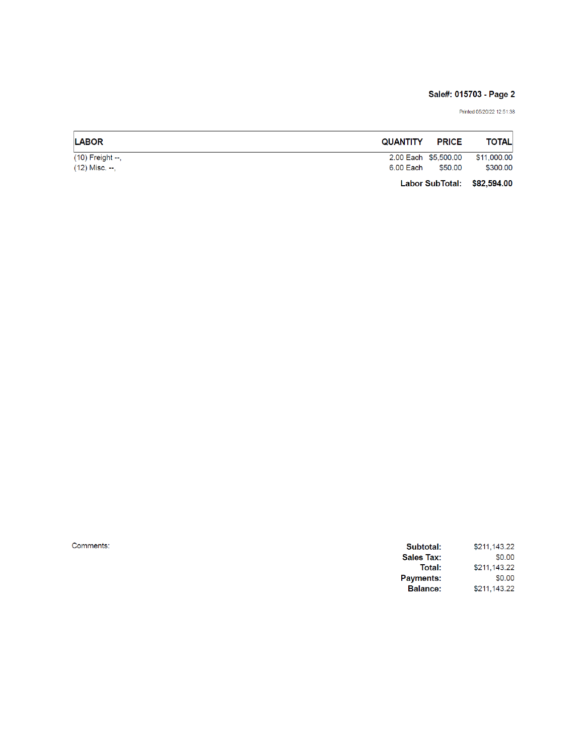**Sale#: 015703 - Page 2**

Printed 05/20/22 12:51:38

| LABOR | QUANTITY | PRICE | TOTAL |
|---|---|---|---|
| (10) Freight --, | 2.00 Each | $5,500.00 | $11,000.00 |
| (12) Misc. --, | 6.00 Each | $50.00 | $300.00 |
| | | **Labor SubTotal:** | **$82,594.00** |

Comments:

| | |
|---|---|
| **Subtotal:** | $211,143.22 |
| **Sales Tax:** | $0.00 |
| **Total:** | $211,143.22 |
| **Payments:** | $0.00 |
| **Balance:** | $211,143.22 |